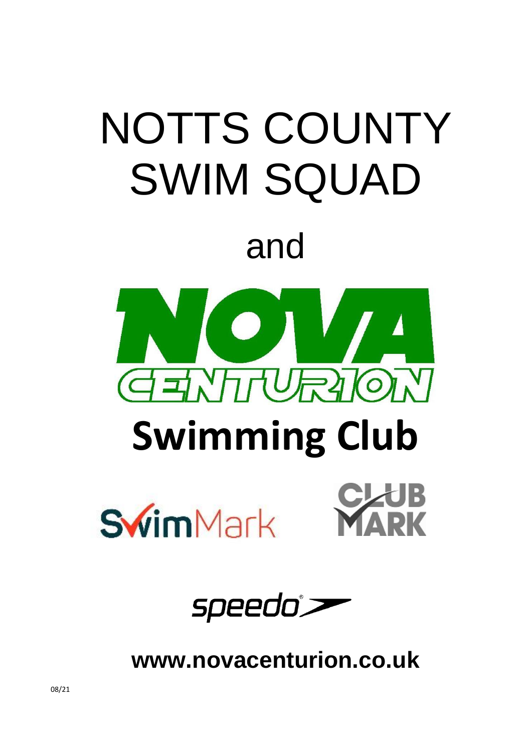# NOTTS COUNTY SWIM SQUAD

# and

# NOVA CENTURION

# Swimming Club

SwimMark

CLUB MARK

speedo

**www.novacenturion.co.uk**

08/21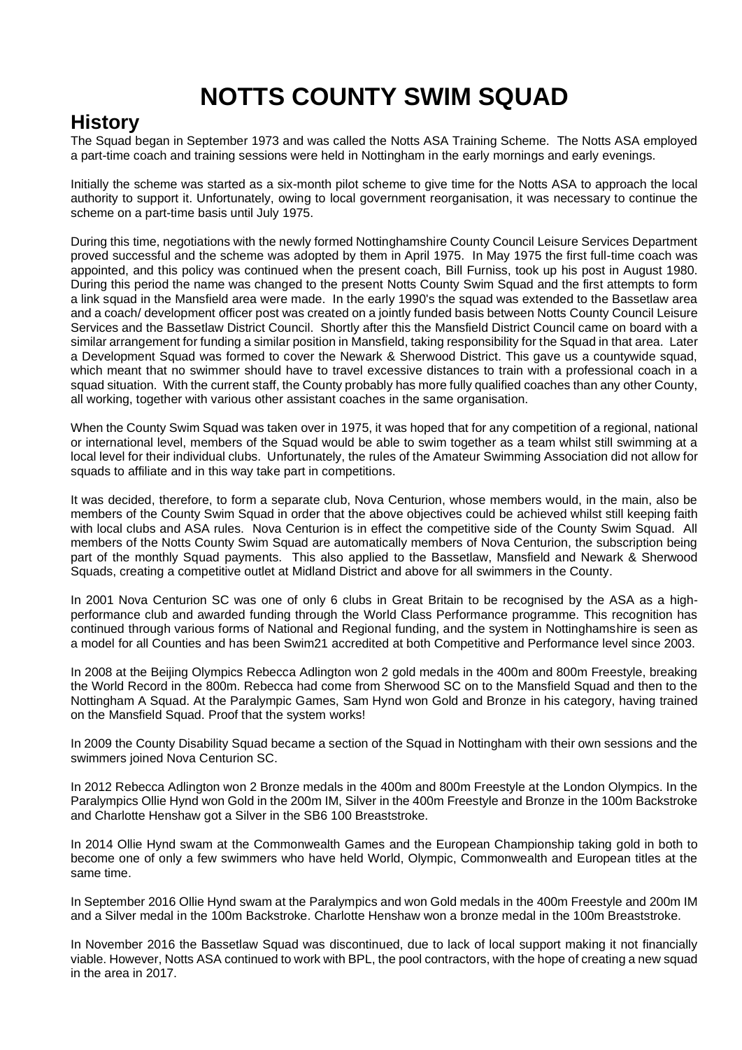# NOTTS COUNTY SWIM SQUAD

## History

The Squad began in September 1973 and was called the Notts ASA Training Scheme. The Notts ASA employed a part-time coach and training sessions were held in Nottingham in the early mornings and early evenings.

Initially the scheme was started as a six-month pilot scheme to give time for the Notts ASA to approach the local authority to support it. Unfortunately, owing to local government reorganisation, it was necessary to continue the scheme on a part-time basis until July 1975.

During this time, negotiations with the newly formed Nottinghamshire County Council Leisure Services Department proved successful and the scheme was adopted by them in April 1975. In May 1975 the first full-time coach was appointed, and this policy was continued when the present coach, Bill Furniss, took up his post in August 1980. During this period the name was changed to the present Notts County Swim Squad and the first attempts to form a link squad in the Mansfield area were made. In the early 1990's the squad was extended to the Bassetlaw area and a coach/ development officer post was created on a jointly funded basis between Notts County Council Leisure Services and the Bassetlaw District Council. Shortly after this the Mansfield District Council came on board with a similar arrangement for funding a similar position in Mansfield, taking responsibility for the Squad in that area. Later a Development Squad was formed to cover the Newark & Sherwood District. This gave us a countywide squad, which meant that no swimmer should have to travel excessive distances to train with a professional coach in a squad situation. With the current staff, the County probably has more fully qualified coaches than any other County, all working, together with various other assistant coaches in the same organisation.

When the County Swim Squad was taken over in 1975, it was hoped that for any competition of a regional, national or international level, members of the Squad would be able to swim together as a team whilst still swimming at a local level for their individual clubs. Unfortunately, the rules of the Amateur Swimming Association did not allow for squads to affiliate and in this way take part in competitions.

It was decided, therefore, to form a separate club, Nova Centurion, whose members would, in the main, also be members of the County Swim Squad in order that the above objectives could be achieved whilst still keeping faith with local clubs and ASA rules. Nova Centurion is in effect the competitive side of the County Swim Squad. All members of the Notts County Swim Squad are automatically members of Nova Centurion, the subscription being part of the monthly Squad payments. This also applied to the Bassetlaw, Mansfield and Newark & Sherwood Squads, creating a competitive outlet at Midland District and above for all swimmers in the County.

In 2001 Nova Centurion SC was one of only 6 clubs in Great Britain to be recognised by the ASA as a high-performance club and awarded funding through the World Class Performance programme. This recognition has continued through various forms of National and Regional funding, and the system in Nottinghamshire is seen as a model for all Counties and has been Swim21 accredited at both Competitive and Performance level since 2003.

In 2008 at the Beijing Olympics Rebecca Adlington won 2 gold medals in the 400m and 800m Freestyle, breaking the World Record in the 800m. Rebecca had come from Sherwood SC on to the Mansfield Squad and then to the Nottingham A Squad. At the Paralympic Games, Sam Hynd won Gold and Bronze in his category, having trained on the Mansfield Squad. Proof that the system works!

In 2009 the County Disability Squad became a section of the Squad in Nottingham with their own sessions and the swimmers joined Nova Centurion SC.

In 2012 Rebecca Adlington won 2 Bronze medals in the 400m and 800m Freestyle at the London Olympics. In the Paralympics Ollie Hynd won Gold in the 200m IM, Silver in the 400m Freestyle and Bronze in the 100m Backstroke and Charlotte Henshaw got a Silver in the SB6 100 Breaststroke.

In 2014 Ollie Hynd swam at the Commonwealth Games and the European Championship taking gold in both to become one of only a few swimmers who have held World, Olympic, Commonwealth and European titles at the same time.

In September 2016 Ollie Hynd swam at the Paralympics and won Gold medals in the 400m Freestyle and 200m IM and a Silver medal in the 100m Backstroke. Charlotte Henshaw won a bronze medal in the 100m Breaststroke.

In November 2016 the Bassetlaw Squad was discontinued, due to lack of local support making it not financially viable. However, Notts ASA continued to work with BPL, the pool contractors, with the hope of creating a new squad in the area in 2017.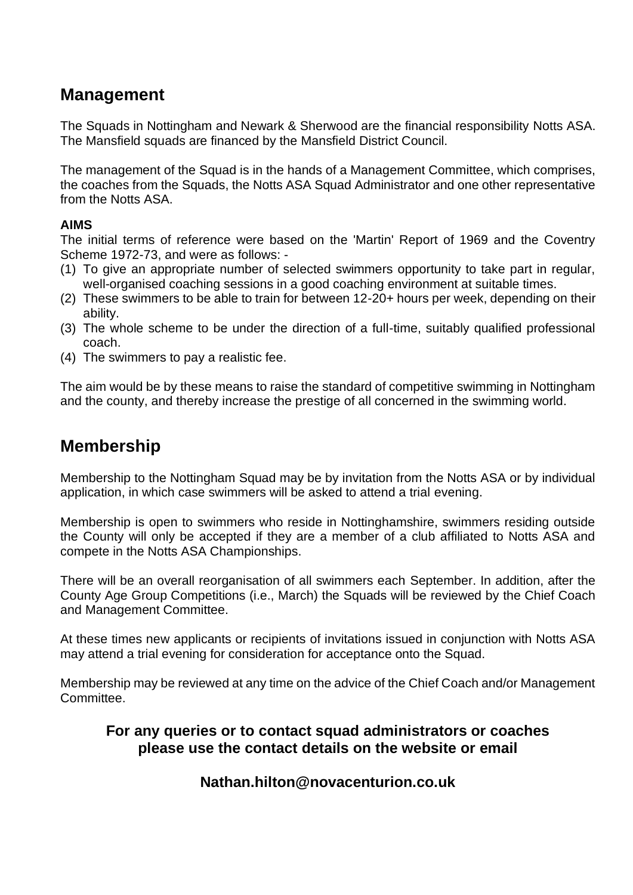## Management

The Squads in Nottingham and Newark & Sherwood are the financial responsibility Notts ASA. The Mansfield squads are financed by the Mansfield District Council.

The management of the Squad is in the hands of a Management Committee, which comprises, the coaches from the Squads, the Notts ASA Squad Administrator and one other representative from the Notts ASA.

**AIMS**

The initial terms of reference were based on the 'Martin' Report of 1969 and the Coventry Scheme 1972-73, and were as follows: -

(1) To give an appropriate number of selected swimmers opportunity to take part in regular, well-organised coaching sessions in a good coaching environment at suitable times.
(2) These swimmers to be able to train for between 12-20+ hours per week, depending on their ability.
(3) The whole scheme to be under the direction of a full-time, suitably qualified professional coach.
(4) The swimmers to pay a realistic fee.

The aim would be by these means to raise the standard of competitive swimming in Nottingham and the county, and thereby increase the prestige of all concerned in the swimming world.

## Membership

Membership to the Nottingham Squad may be by invitation from the Notts ASA or by individual application, in which case swimmers will be asked to attend a trial evening.

Membership is open to swimmers who reside in Nottinghamshire, swimmers residing outside the County will only be accepted if they are a member of a club affiliated to Notts ASA and compete in the Notts ASA Championships.

There will be an overall reorganisation of all swimmers each September. In addition, after the County Age Group Competitions (i.e., March) the Squads will be reviewed by the Chief Coach and Management Committee.

At these times new applicants or recipients of invitations issued in conjunction with Notts ASA may attend a trial evening for consideration for acceptance onto the Squad.

Membership may be reviewed at any time on the advice of the Chief Coach and/or Management Committee.

**For any queries or to contact squad administrators or coaches please use the contact details on the website or email**

**Nathan.hilton@novacenturion.co.uk**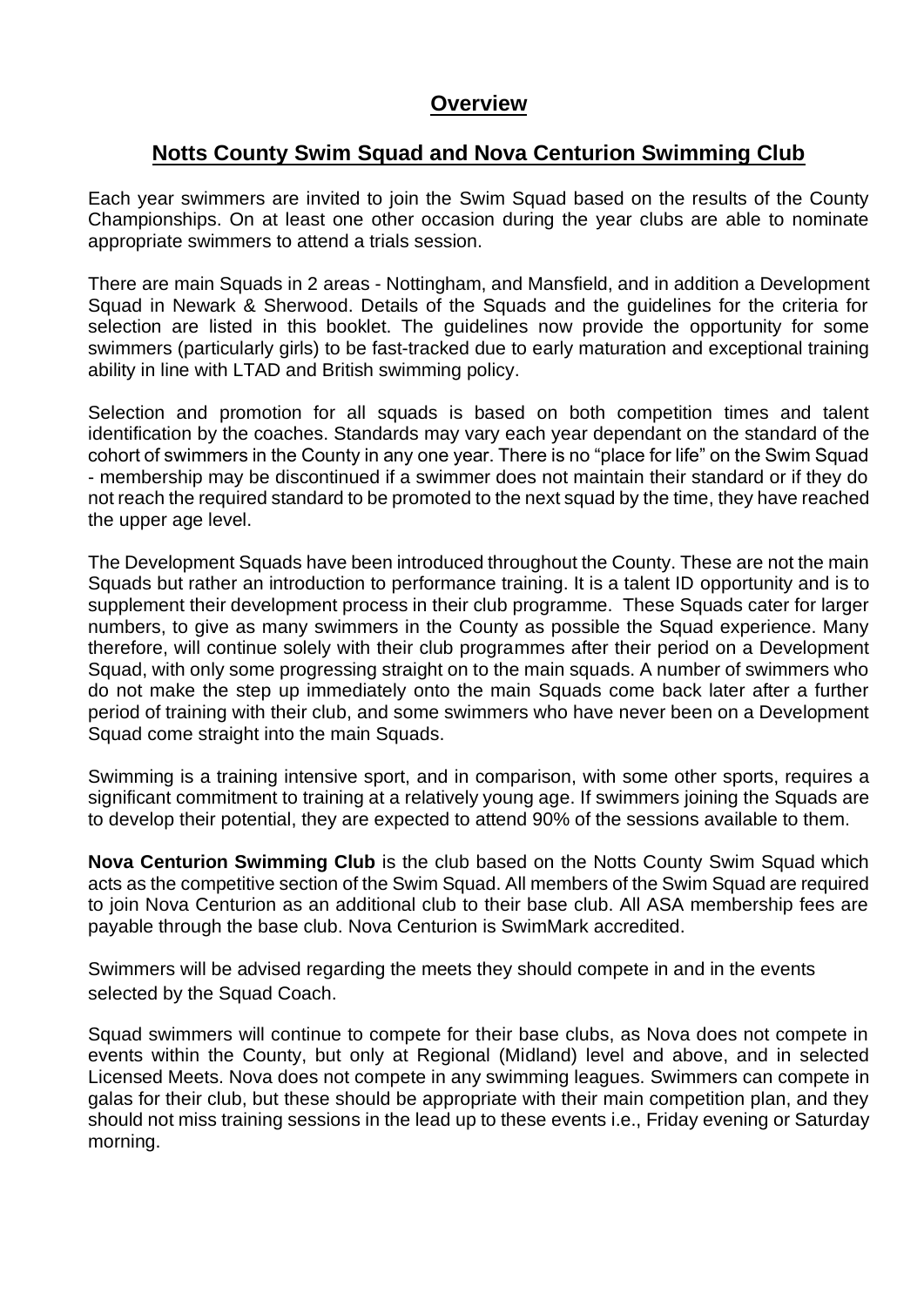## Overview

## Notts County Swim Squad and Nova Centurion Swimming Club

Each year swimmers are invited to join the Swim Squad based on the results of the County Championships. On at least one other occasion during the year clubs are able to nominate appropriate swimmers to attend a trials session.

There are main Squads in 2 areas - Nottingham, and Mansfield, and in addition a Development Squad in Newark & Sherwood. Details of the Squads and the guidelines for the criteria for selection are listed in this booklet. The guidelines now provide the opportunity for some swimmers (particularly girls) to be fast-tracked due to early maturation and exceptional training ability in line with LTAD and British swimming policy.

Selection and promotion for all squads is based on both competition times and talent identification by the coaches. Standards may vary each year dependant on the standard of the cohort of swimmers in the County in any one year. There is no "place for life" on the Swim Squad - membership may be discontinued if a swimmer does not maintain their standard or if they do not reach the required standard to be promoted to the next squad by the time, they have reached the upper age level.

The Development Squads have been introduced throughout the County. These are not the main Squads but rather an introduction to performance training. It is a talent ID opportunity and is to supplement their development process in their club programme. These Squads cater for larger numbers, to give as many swimmers in the County as possible the Squad experience. Many therefore, will continue solely with their club programmes after their period on a Development Squad, with only some progressing straight on to the main squads. A number of swimmers who do not make the step up immediately onto the main Squads come back later after a further period of training with their club, and some swimmers who have never been on a Development Squad come straight into the main Squads.

Swimming is a training intensive sport, and in comparison, with some other sports, requires a significant commitment to training at a relatively young age. If swimmers joining the Squads are to develop their potential, they are expected to attend 90% of the sessions available to them.

**Nova Centurion Swimming Club** is the club based on the Notts County Swim Squad which acts as the competitive section of the Swim Squad. All members of the Swim Squad are required to join Nova Centurion as an additional club to their base club. All ASA membership fees are payable through the base club. Nova Centurion is SwimMark accredited.

Swimmers will be advised regarding the meets they should compete in and in the events selected by the Squad Coach.

Squad swimmers will continue to compete for their base clubs, as Nova does not compete in events within the County, but only at Regional (Midland) level and above, and in selected Licensed Meets. Nova does not compete in any swimming leagues. Swimmers can compete in galas for their club, but these should be appropriate with their main competition plan, and they should not miss training sessions in the lead up to these events i.e., Friday evening or Saturday morning.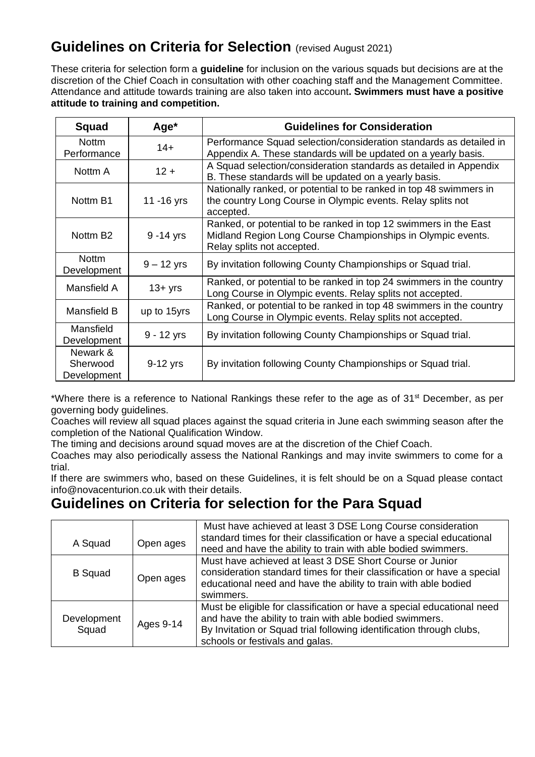## Guidelines on Criteria for Selection (revised August 2021)

These criteria for selection form a **guideline** for inclusion on the various squads but decisions are at the discretion of the Chief Coach in consultation with other coaching staff and the Management Committee. Attendance and attitude towards training are also taken into account**. Swimmers must have a positive attitude to training and competition.**

| Squad | Age* | Guidelines for Consideration |
|---|---|---|
| Nottm Performance | 14+ | Performance Squad selection/consideration standards as detailed in Appendix A. These standards will be updated on a yearly basis. |
| Nottm A | 12 + | A Squad selection/consideration standards as detailed in Appendix B. These standards will be updated on a yearly basis. |
| Nottm B1 | 11 -16 yrs | Nationally ranked, or potential to be ranked in top 48 swimmers in the country Long Course in Olympic events. Relay splits not accepted. |
| Nottm B2 | 9 -14 yrs | Ranked, or potential to be ranked in top 12 swimmers in the East Midland Region Long Course Championships in Olympic events. Relay splits not accepted. |
| Nottm Development | 9 – 12 yrs | By invitation following County Championships or Squad trial. |
| Mansfield A | 13+ yrs | Ranked, or potential to be ranked in top 24 swimmers in the country Long Course in Olympic events. Relay splits not accepted. |
| Mansfield B | up to 15yrs | Ranked, or potential to be ranked in top 48 swimmers in the country Long Course in Olympic events. Relay splits not accepted. |
| Mansfield Development | 9 - 12 yrs | By invitation following County Championships or Squad trial. |
| Newark & Sherwood Development | 9-12 yrs | By invitation following County Championships or Squad trial. |

*Where there is a reference to National Rankings these refer to the age as of 31st December, as per governing body guidelines.

Coaches will review all squad places against the squad criteria in June each swimming season after the completion of the National Qualification Window.

The timing and decisions around squad moves are at the discretion of the Chief Coach.

Coaches may also periodically assess the National Rankings and may invite swimmers to come for a trial.

If there are swimmers who, based on these Guidelines, it is felt should be on a Squad please contact info@novacenturion.co.uk with their details.

## Guidelines on Criteria for selection for the Para Squad

| | | |
|---|---|---|
| A Squad | Open ages | Must have achieved at least 3 DSE Long Course consideration standard times for their classification or have a special educational need and have the ability to train with able bodied swimmers. |
| B Squad | Open ages | Must have achieved at least 3 DSE Short Course or Junior consideration standard times for their classification or have a special educational need and have the ability to train with able bodied swimmers. |
| Development Squad | Ages 9-14 | Must be eligible for classification or have a special educational need and have the ability to train with able bodied swimmers.<br>By Invitation or Squad trial following identification through clubs, schools or festivals and galas. |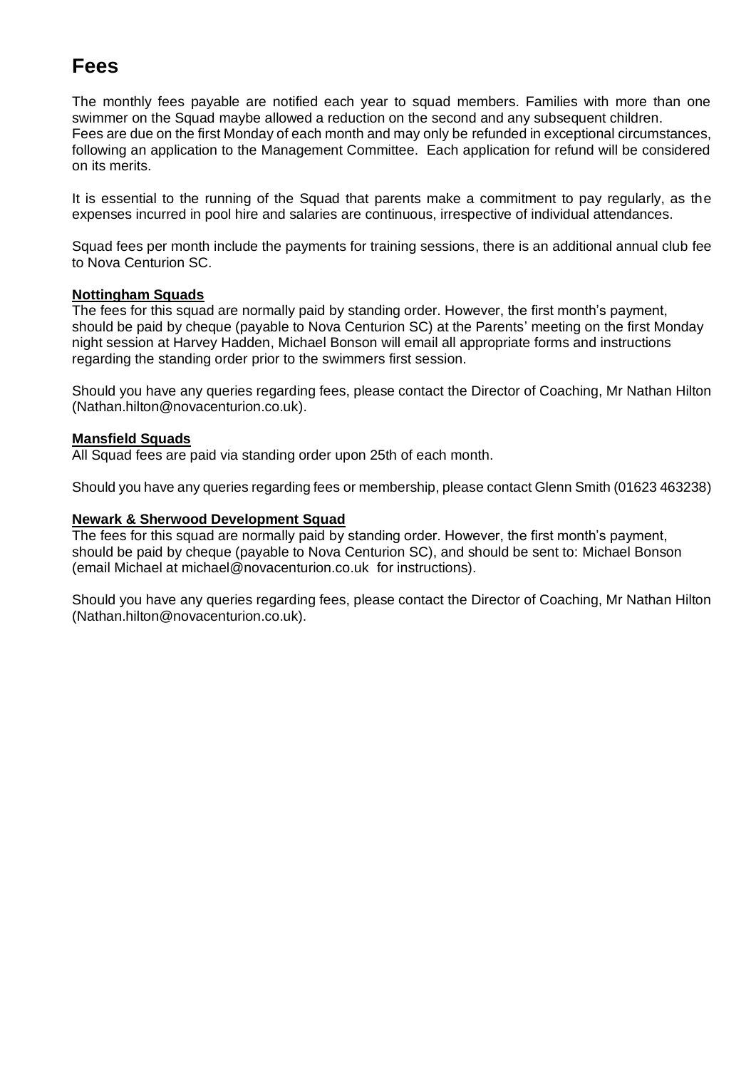# Fees

The monthly fees payable are notified each year to squad members. Families with more than one swimmer on the Squad maybe allowed a reduction on the second and any subsequent children. Fees are due on the first Monday of each month and may only be refunded in exceptional circumstances, following an application to the Management Committee. Each application for refund will be considered on its merits.

It is essential to the running of the Squad that parents make a commitment to pay regularly, as the expenses incurred in pool hire and salaries are continuous, irrespective of individual attendances.

Squad fees per month include the payments for training sessions, there is an additional annual club fee to Nova Centurion SC.

**Nottingham Squads**

The fees for this squad are normally paid by standing order. However, the first month's payment, should be paid by cheque (payable to Nova Centurion SC) at the Parents' meeting on the first Monday night session at Harvey Hadden, Michael Bonson will email all appropriate forms and instructions regarding the standing order prior to the swimmers first session.

Should you have any queries regarding fees, please contact the Director of Coaching, Mr Nathan Hilton (Nathan.hilton@novacenturion.co.uk).

**Mansfield Squads**

All Squad fees are paid via standing order upon 25th of each month.

Should you have any queries regarding fees or membership, please contact Glenn Smith (01623 463238)

**Newark & Sherwood Development Squad**

The fees for this squad are normally paid by standing order. However, the first month's payment, should be paid by cheque (payable to Nova Centurion SC), and should be sent to: Michael Bonson (email Michael at michael@novacenturion.co.uk for instructions).

Should you have any queries regarding fees, please contact the Director of Coaching, Mr Nathan Hilton (Nathan.hilton@novacenturion.co.uk).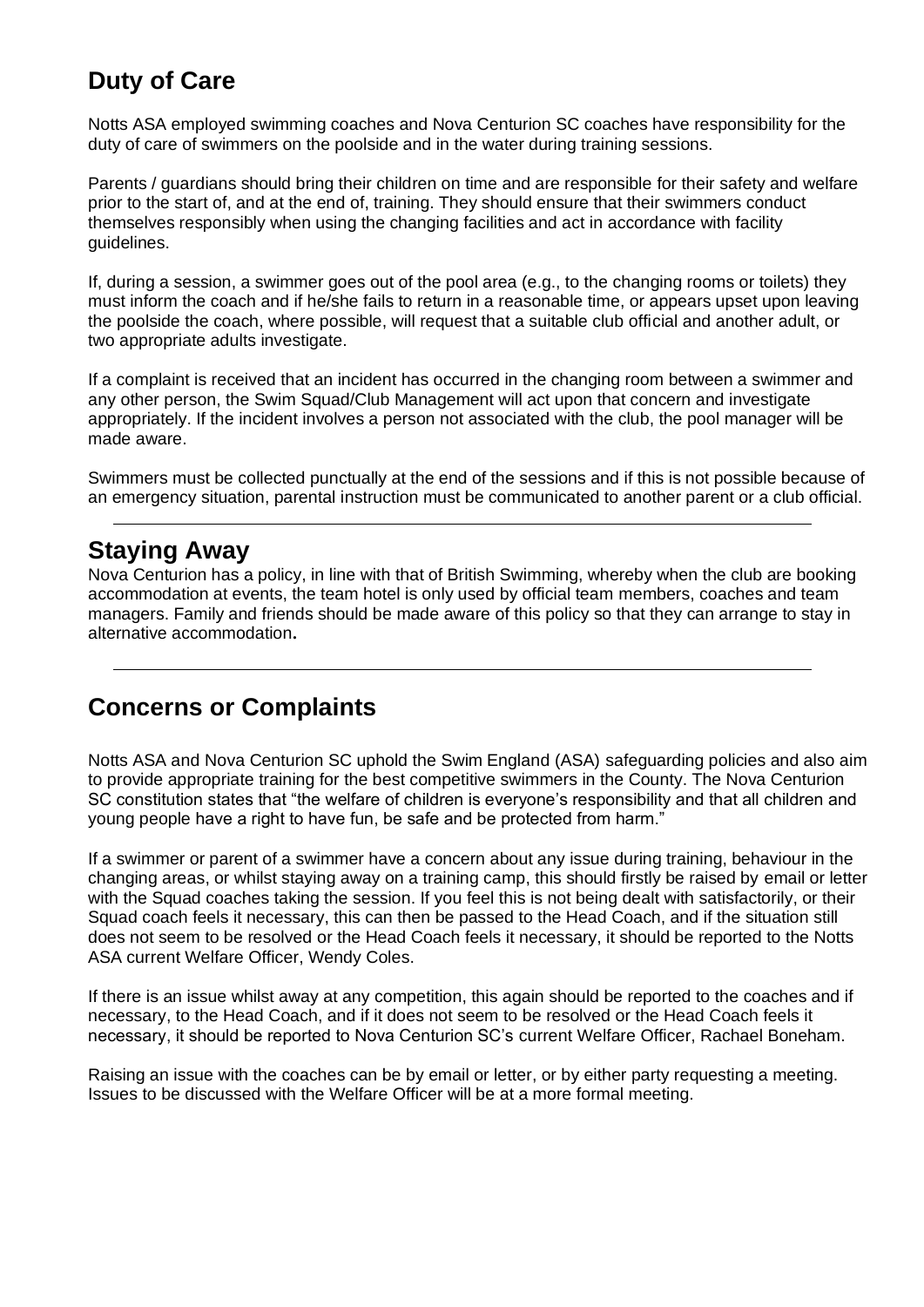## Duty of Care

Notts ASA employed swimming coaches and Nova Centurion SC coaches have responsibility for the duty of care of swimmers on the poolside and in the water during training sessions.

Parents / guardians should bring their children on time and are responsible for their safety and welfare prior to the start of, and at the end of, training. They should ensure that their swimmers conduct themselves responsibly when using the changing facilities and act in accordance with facility guidelines.

If, during a session, a swimmer goes out of the pool area (e.g., to the changing rooms or toilets) they must inform the coach and if he/she fails to return in a reasonable time, or appears upset upon leaving the poolside the coach, where possible, will request that a suitable club official and another adult, or two appropriate adults investigate.

If a complaint is received that an incident has occurred in the changing room between a swimmer and any other person, the Swim Squad/Club Management will act upon that concern and investigate appropriately. If the incident involves a person not associated with the club, the pool manager will be made aware.

Swimmers must be collected punctually at the end of the sessions and if this is not possible because of an emergency situation, parental instruction must be communicated to another parent or a club official.

---

## Staying Away

Nova Centurion has a policy, in line with that of British Swimming, whereby when the club are booking accommodation at events, the team hotel is only used by official team members, coaches and team managers. Family and friends should be made aware of this policy so that they can arrange to stay in alternative accommodation**.**

---

## Concerns or Complaints

Notts ASA and Nova Centurion SC uphold the Swim England (ASA) safeguarding policies and also aim to provide appropriate training for the best competitive swimmers in the County. The Nova Centurion SC constitution states that "the welfare of children is everyone's responsibility and that all children and young people have a right to have fun, be safe and be protected from harm."

If a swimmer or parent of a swimmer have a concern about any issue during training, behaviour in the changing areas, or whilst staying away on a training camp, this should firstly be raised by email or letter with the Squad coaches taking the session. If you feel this is not being dealt with satisfactorily, or their Squad coach feels it necessary, this can then be passed to the Head Coach, and if the situation still does not seem to be resolved or the Head Coach feels it necessary, it should be reported to the Notts ASA current Welfare Officer, Wendy Coles.

If there is an issue whilst away at any competition, this again should be reported to the coaches and if necessary, to the Head Coach, and if it does not seem to be resolved or the Head Coach feels it necessary, it should be reported to Nova Centurion SC's current Welfare Officer, Rachael Boneham.

Raising an issue with the coaches can be by email or letter, or by either party requesting a meeting. Issues to be discussed with the Welfare Officer will be at a more formal meeting.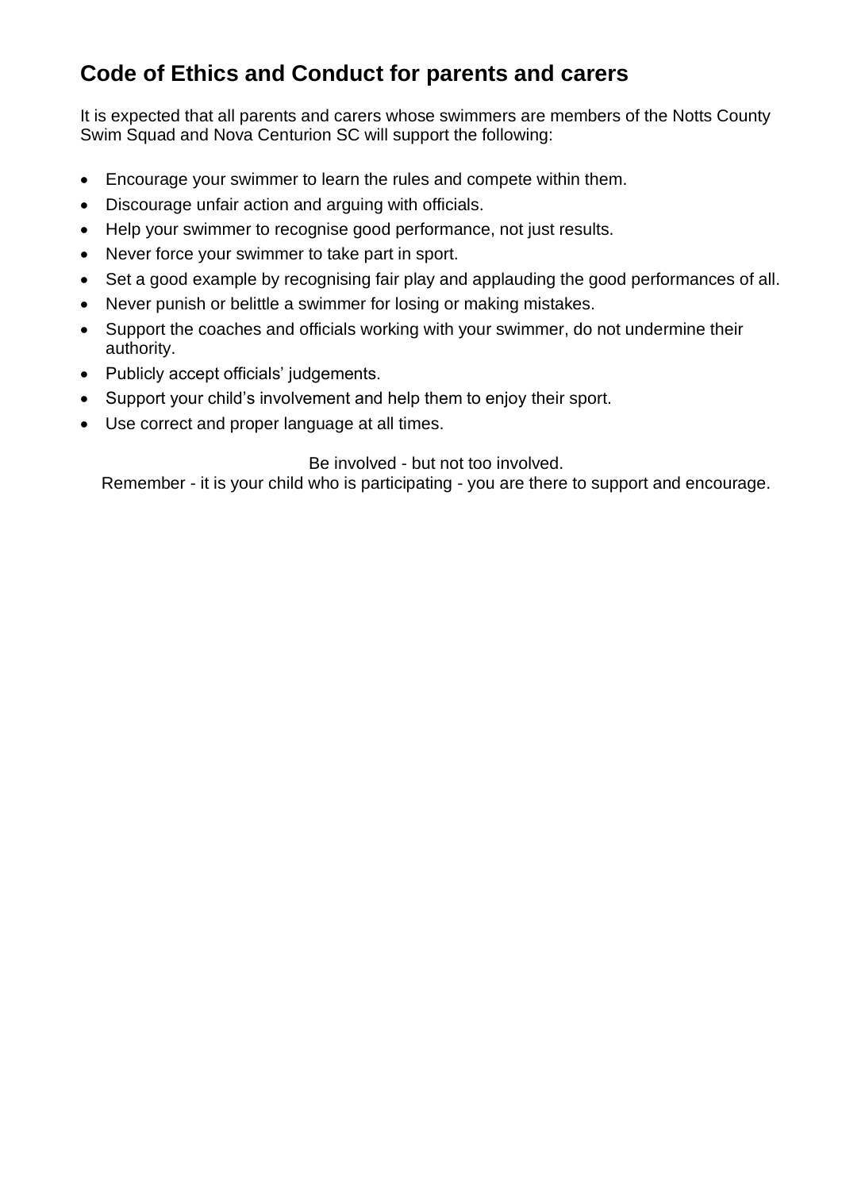## Code of Ethics and Conduct for parents and carers

It is expected that all parents and carers whose swimmers are members of the Notts County Swim Squad and Nova Centurion SC will support the following:

- Encourage your swimmer to learn the rules and compete within them.
- Discourage unfair action and arguing with officials.
- Help your swimmer to recognise good performance, not just results.
- Never force your swimmer to take part in sport.
- Set a good example by recognising fair play and applauding the good performances of all.
- Never punish or belittle a swimmer for losing or making mistakes.
- Support the coaches and officials working with your swimmer, do not undermine their authority.
- Publicly accept officials' judgements.
- Support your child's involvement and help them to enjoy their sport.
- Use correct and proper language at all times.

Be involved - but not too involved.
Remember - it is your child who is participating - you are there to support and encourage.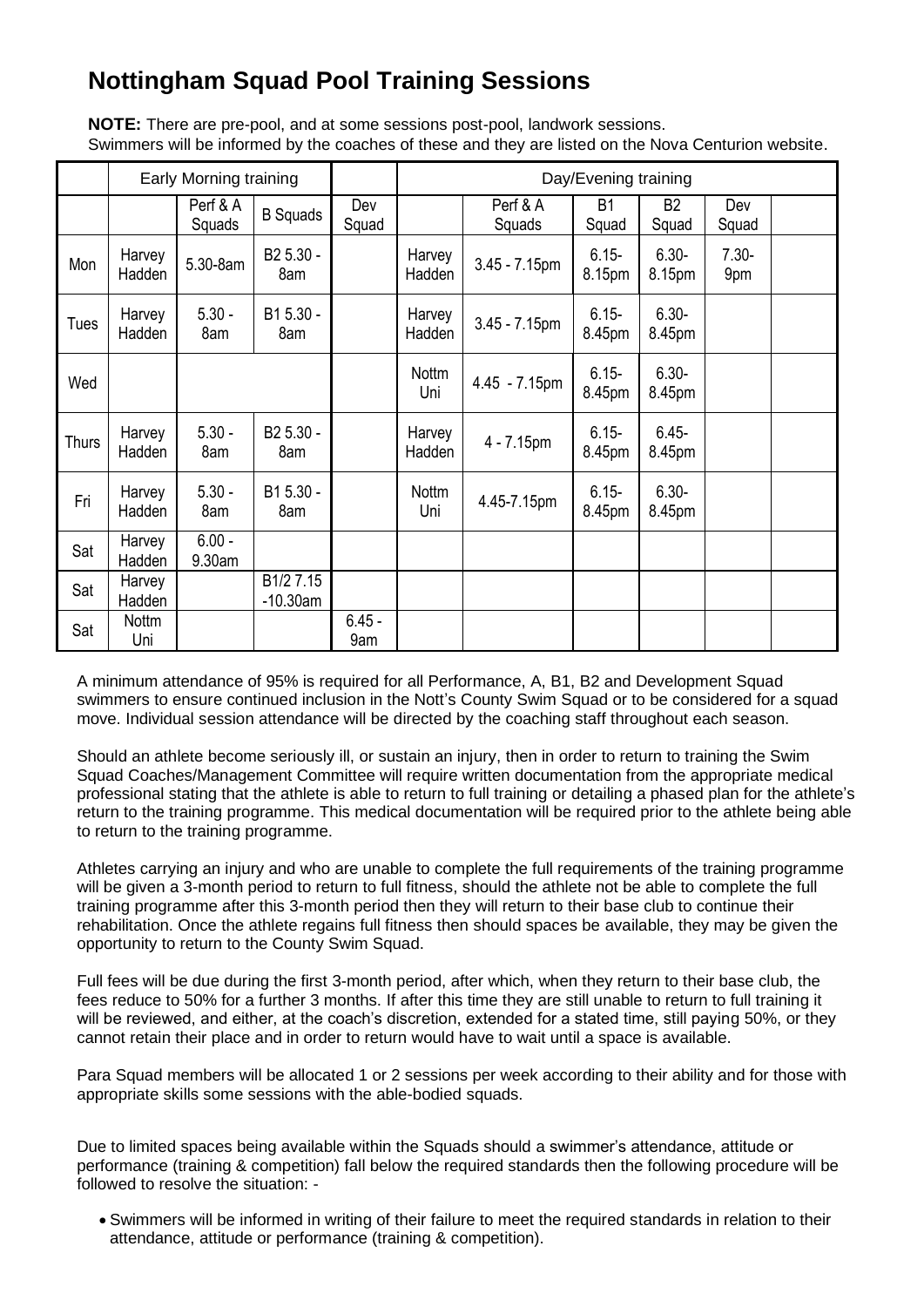# Nottingham Squad Pool Training Sessions

**NOTE:** There are pre-pool, and at some sessions post-pool, landwork sessions.
Swimmers will be informed by the coaches of these and they are listed on the Nova Centurion website.

| | Early Morning training | | | | Day/Evening training | | | | | |
|---|---|---|---|---|---|---|---|---|---|---|
| | | Perf & A Squads | B Squads | Dev Squad | | Perf & A Squads | B1 Squad | B2 Squad | Dev Squad | |
| Mon | Harvey Hadden | 5.30-8am | B2 5.30 - 8am | | Harvey Hadden | 3.45 - 7.15pm | 6.15- 8.15pm | 6.30- 8.15pm | 7.30- 9pm | |
| Tues | Harvey Hadden | 5.30 - 8am | B1 5.30 - 8am | | Harvey Hadden | 3.45 - 7.15pm | 6.15- 8.45pm | 6.30- 8.45pm | | |
| Wed | | | | | Nottm Uni | 4.45 - 7.15pm | 6.15- 8.45pm | 6.30- 8.45pm | | |
| Thurs | Harvey Hadden | 5.30 - 8am | B2 5.30 - 8am | | Harvey Hadden | 4 - 7.15pm | 6.15- 8.45pm | 6.45- 8.45pm | | |
| Fri | Harvey Hadden | 5.30 - 8am | B1 5.30 - 8am | | Nottm Uni | 4.45-7.15pm | 6.15- 8.45pm | 6.30- 8.45pm | | |
| Sat | Harvey Hadden | 6.00 - 9.30am | | | | | | | | |
| Sat | Harvey Hadden | | B1/2 7.15 -10.30am | | | | | | | |
| Sat | Nottm Uni | | | 6.45 - 9am | | | | | | |

A minimum attendance of 95% is required for all Performance, A, B1, B2 and Development Squad swimmers to ensure continued inclusion in the Nott's County Swim Squad or to be considered for a squad move. Individual session attendance will be directed by the coaching staff throughout each season.

Should an athlete become seriously ill, or sustain an injury, then in order to return to training the Swim Squad Coaches/Management Committee will require written documentation from the appropriate medical professional stating that the athlete is able to return to full training or detailing a phased plan for the athlete's return to the training programme. This medical documentation will be required prior to the athlete being able to return to the training programme.

Athletes carrying an injury and who are unable to complete the full requirements of the training programme will be given a 3-month period to return to full fitness, should the athlete not be able to complete the full training programme after this 3-month period then they will return to their base club to continue their rehabilitation. Once the athlete regains full fitness then should spaces be available, they may be given the opportunity to return to the County Swim Squad.

Full fees will be due during the first 3-month period, after which, when they return to their base club, the fees reduce to 50% for a further 3 months. If after this time they are still unable to return to full training it will be reviewed, and either, at the coach's discretion, extended for a stated time, still paying 50%, or they cannot retain their place and in order to return would have to wait until a space is available.

Para Squad members will be allocated 1 or 2 sessions per week according to their ability and for those with appropriate skills some sessions with the able-bodied squads.

Due to limited spaces being available within the Squads should a swimmer's attendance, attitude or performance (training & competition) fall below the required standards then the following procedure will be followed to resolve the situation: -

- Swimmers will be informed in writing of their failure to meet the required standards in relation to their attendance, attitude or performance (training & competition).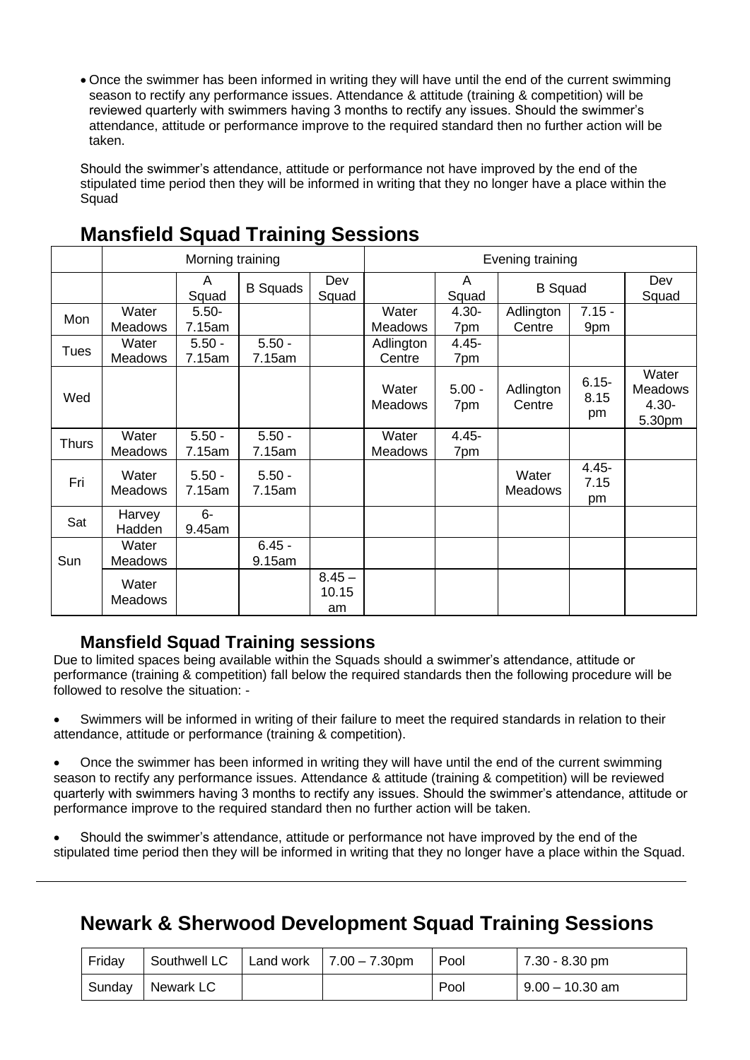- Once the swimmer has been informed in writing they will have until the end of the current swimming season to rectify any performance issues. Attendance & attitude (training & competition) will be reviewed quarterly with swimmers having 3 months to rectify any issues. Should the swimmer's attendance, attitude or performance improve to the required standard then no further action will be taken.

Should the swimmer's attendance, attitude or performance not have improved by the end of the stipulated time period then they will be informed in writing that they no longer have a place within the Squad

## Mansfield Squad Training Sessions

| | Morning training | | | | Evening training | | | | |
|---|---|---|---|---|---|---|---|---|---|
| | | A Squad | B Squads | Dev Squad | | A Squad | B Squad | | Dev Squad |
| Mon | Water Meadows | 5.50-7.15am | | | Water Meadows | 4.30-7pm | Adlington Centre | 7.15 - 9pm | |
| Tues | Water Meadows | 5.50 - 7.15am | 5.50 - 7.15am | | Adlington Centre | 4.45-7pm | | | |
| Wed | | | | | Water Meadows | 5.00 - 7pm | Adlington Centre | 6.15-8.15 pm | Water Meadows 4.30-5.30pm |
| Thurs | Water Meadows | 5.50 - 7.15am | 5.50 - 7.15am | | Water Meadows | 4.45-7pm | | | |
| Fri | Water Meadows | 5.50 - 7.15am | 5.50 - 7.15am | | | | Water Meadows | 4.45-7.15 pm | |
| Sat | Harvey Hadden | 6-9.45am | | | | | | | |
| Sun | Water Meadows | | 6.45 - 9.15am | | | | | | |
| | Water Meadows | | | 8.45 – 10.15 am | | | | | |

### Mansfield Squad Training sessions

Due to limited spaces being available within the Squads should a swimmer's attendance, attitude or performance (training & competition) fall below the required standards then the following procedure will be followed to resolve the situation: -

- Swimmers will be informed in writing of their failure to meet the required standards in relation to their attendance, attitude or performance (training & competition).
- Once the swimmer has been informed in writing they will have until the end of the current swimming season to rectify any performance issues. Attendance & attitude (training & competition) will be reviewed quarterly with swimmers having 3 months to rectify any issues. Should the swimmer's attendance, attitude or performance improve to the required standard then no further action will be taken.
- Should the swimmer's attendance, attitude or performance not have improved by the end of the stipulated time period then they will be informed in writing that they no longer have a place within the Squad.

---

## Newark & Sherwood Development Squad Training Sessions

| | | | | | |
|---|---|---|---|---|---|
| Friday | Southwell LC | Land work | 7.00 – 7.30pm | Pool | 7.30 - 8.30 pm |
| Sunday | Newark LC | | | Pool | 9.00 – 10.30 am |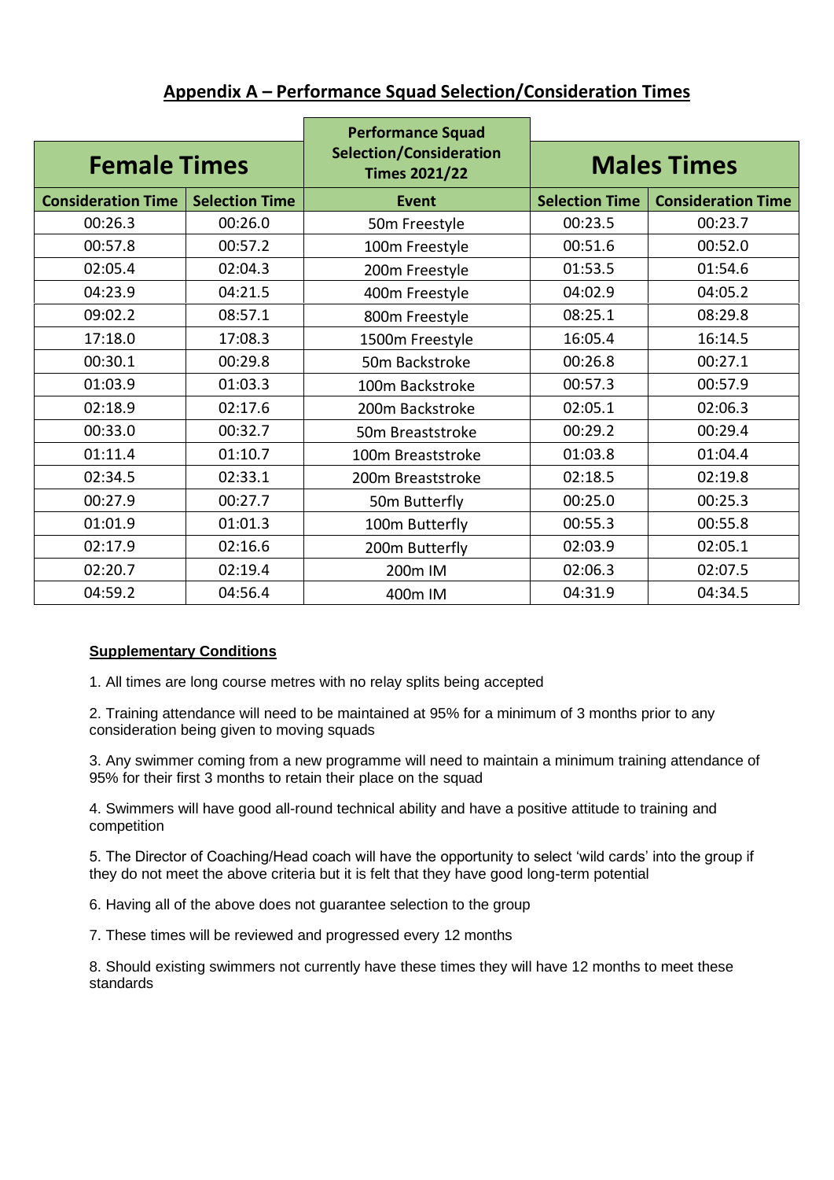## Appendix A – Performance Squad Selection/Consideration Times

| Female Times | | Performance Squad Selection/Consideration Times 2021/22 | Males Times | |
|---|---|---|---|---|
| Consideration Time | Selection Time | Event | Selection Time | Consideration Time |
| 00:26.3 | 00:26.0 | 50m Freestyle | 00:23.5 | 00:23.7 |
| 00:57.8 | 00:57.2 | 100m Freestyle | 00:51.6 | 00:52.0 |
| 02:05.4 | 02:04.3 | 200m Freestyle | 01:53.5 | 01:54.6 |
| 04:23.9 | 04:21.5 | 400m Freestyle | 04:02.9 | 04:05.2 |
| 09:02.2 | 08:57.1 | 800m Freestyle | 08:25.1 | 08:29.8 |
| 17:18.0 | 17:08.3 | 1500m Freestyle | 16:05.4 | 16:14.5 |
| 00:30.1 | 00:29.8 | 50m Backstroke | 00:26.8 | 00:27.1 |
| 01:03.9 | 01:03.3 | 100m Backstroke | 00:57.3 | 00:57.9 |
| 02:18.9 | 02:17.6 | 200m Backstroke | 02:05.1 | 02:06.3 |
| 00:33.0 | 00:32.7 | 50m Breaststroke | 00:29.2 | 00:29.4 |
| 01:11.4 | 01:10.7 | 100m Breaststroke | 01:03.8 | 01:04.4 |
| 02:34.5 | 02:33.1 | 200m Breaststroke | 02:18.5 | 02:19.8 |
| 00:27.9 | 00:27.7 | 50m Butterfly | 00:25.0 | 00:25.3 |
| 01:01.9 | 01:01.3 | 100m Butterfly | 00:55.3 | 00:55.8 |
| 02:17.9 | 02:16.6 | 200m Butterfly | 02:03.9 | 02:05.1 |
| 02:20.7 | 02:19.4 | 200m IM | 02:06.3 | 02:07.5 |
| 04:59.2 | 04:56.4 | 400m IM | 04:31.9 | 04:34.5 |

**Supplementary Conditions**

1. All times are long course metres with no relay splits being accepted

2. Training attendance will need to be maintained at 95% for a minimum of 3 months prior to any consideration being given to moving squads

3. Any swimmer coming from a new programme will need to maintain a minimum training attendance of 95% for their first 3 months to retain their place on the squad

4. Swimmers will have good all-round technical ability and have a positive attitude to training and competition

5. The Director of Coaching/Head coach will have the opportunity to select 'wild cards' into the group if they do not meet the above criteria but it is felt that they have good long-term potential

6. Having all of the above does not guarantee selection to the group

7. These times will be reviewed and progressed every 12 months

8. Should existing swimmers not currently have these times they will have 12 months to meet these standards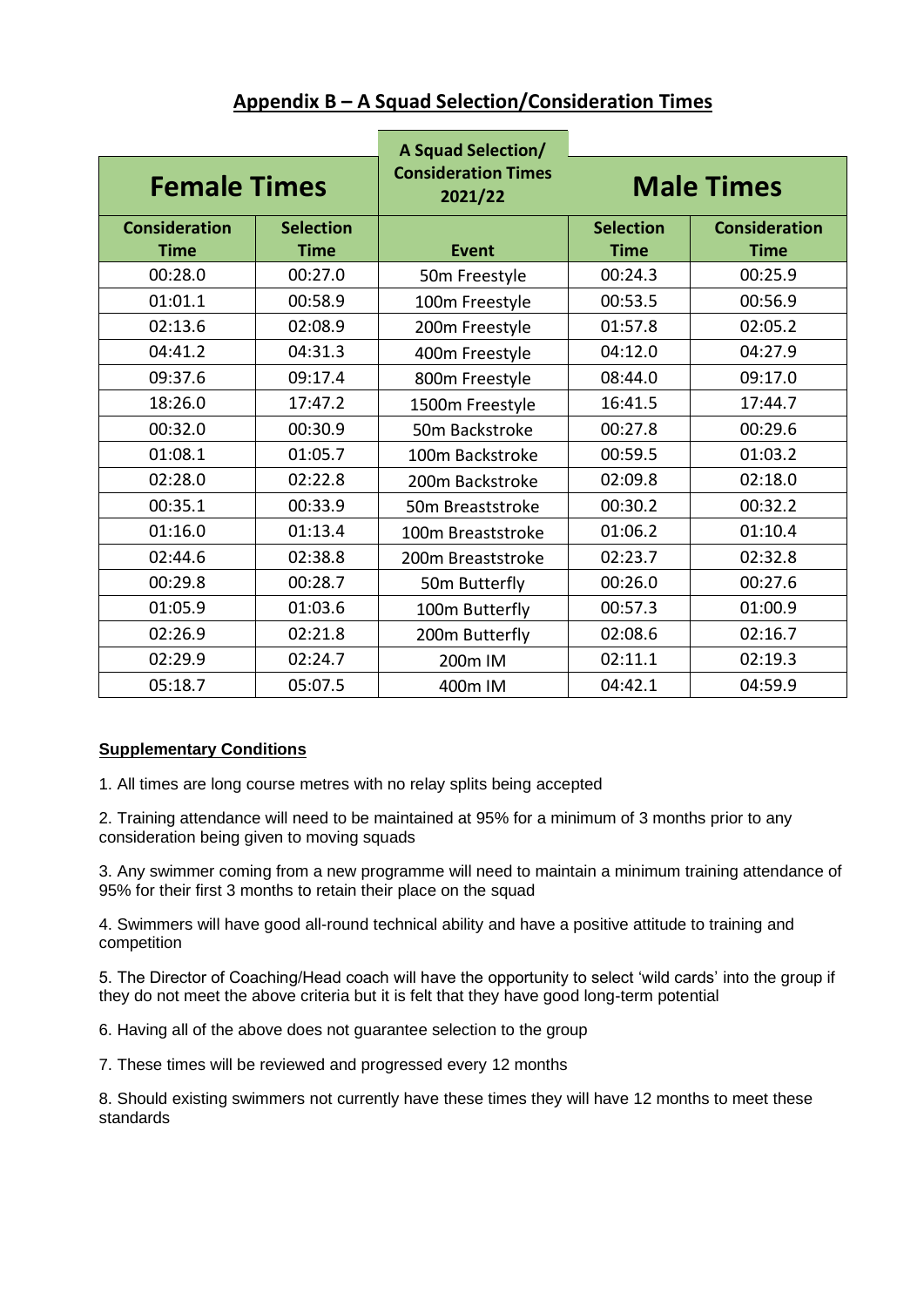## Appendix B – A Squad Selection/Consideration Times

| Female Times | | A Squad Selection/ Consideration Times 2021/22 | Male Times | |
|---|---|---|---|---|
| **Consideration Time** | **Selection Time** | **Event** | **Selection Time** | **Consideration Time** |
| 00:28.0 | 00:27.0 | 50m Freestyle | 00:24.3 | 00:25.9 |
| 01:01.1 | 00:58.9 | 100m Freestyle | 00:53.5 | 00:56.9 |
| 02:13.6 | 02:08.9 | 200m Freestyle | 01:57.8 | 02:05.2 |
| 04:41.2 | 04:31.3 | 400m Freestyle | 04:12.0 | 04:27.9 |
| 09:37.6 | 09:17.4 | 800m Freestyle | 08:44.0 | 09:17.0 |
| 18:26.0 | 17:47.2 | 1500m Freestyle | 16:41.5 | 17:44.7 |
| 00:32.0 | 00:30.9 | 50m Backstroke | 00:27.8 | 00:29.6 |
| 01:08.1 | 01:05.7 | 100m Backstroke | 00:59.5 | 01:03.2 |
| 02:28.0 | 02:22.8 | 200m Backstroke | 02:09.8 | 02:18.0 |
| 00:35.1 | 00:33.9 | 50m Breaststroke | 00:30.2 | 00:32.2 |
| 01:16.0 | 01:13.4 | 100m Breaststroke | 01:06.2 | 01:10.4 |
| 02:44.6 | 02:38.8 | 200m Breaststroke | 02:23.7 | 02:32.8 |
| 00:29.8 | 00:28.7 | 50m Butterfly | 00:26.0 | 00:27.6 |
| 01:05.9 | 01:03.6 | 100m Butterfly | 00:57.3 | 01:00.9 |
| 02:26.9 | 02:21.8 | 200m Butterfly | 02:08.6 | 02:16.7 |
| 02:29.9 | 02:24.7 | 200m IM | 02:11.1 | 02:19.3 |
| 05:18.7 | 05:07.5 | 400m IM | 04:42.1 | 04:59.9 |

**Supplementary Conditions**

1. All times are long course metres with no relay splits being accepted

2. Training attendance will need to be maintained at 95% for a minimum of 3 months prior to any consideration being given to moving squads

3. Any swimmer coming from a new programme will need to maintain a minimum training attendance of 95% for their first 3 months to retain their place on the squad

4. Swimmers will have good all-round technical ability and have a positive attitude to training and competition

5. The Director of Coaching/Head coach will have the opportunity to select 'wild cards' into the group if they do not meet the above criteria but it is felt that they have good long-term potential

6. Having all of the above does not guarantee selection to the group

7. These times will be reviewed and progressed every 12 months

8. Should existing swimmers not currently have these times they will have 12 months to meet these standards